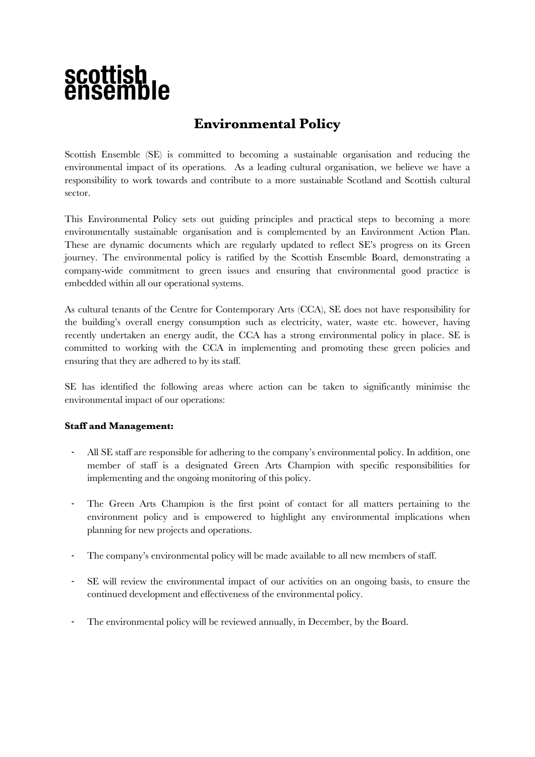scottish ensemble

# Environmental Policy

Scottish Ensemble (SE) is committed to becoming a sustainable organisation and reducing the environmental impact of its operations. As a leading cultural organisation, we believe we have a responsibility to work towards and contribute to a more sustainable Scotland and Scottish cultural sector.

This Environmental Policy sets out guiding principles and practical steps to becoming a more environmentally sustainable organisation and is complemented by an Environment Action Plan. These are dynamic documents which are regularly updated to reflect SE's progress on its Green journey. The environmental policy is ratified by the Scottish Ensemble Board, demonstrating a company-wide commitment to green issues and ensuring that environmental good practice is embedded within all our operational systems.

As cultural tenants of the Centre for Contemporary Arts (CCA), SE does not have responsibility for the building's overall energy consumption such as electricity, water, waste etc. however, having recently undertaken an energy audit, the CCA has a strong environmental policy in place. SE is committed to working with the CCA in implementing and promoting these green policies and ensuring that they are adhered to by its staff.

SE has identified the following areas where action can be taken to significantly minimise the environmental impact of our operations:

**Staff and Management:**

- All SE staff are responsible for adhering to the company's environmental policy. In addition, one member of staff is a designated Green Arts Champion with specific responsibilities for implementing and the ongoing monitoring of this policy.
- The Green Arts Champion is the first point of contact for all matters pertaining to the environment policy and is empowered to highlight any environmental implications when planning for new projects and operations.
- The company's environmental policy will be made available to all new members of staff.
- SE will review the environmental impact of our activities on an ongoing basis, to ensure the continued development and effectiveness of the environmental policy.
- The environmental policy will be reviewed annually, in December, by the Board.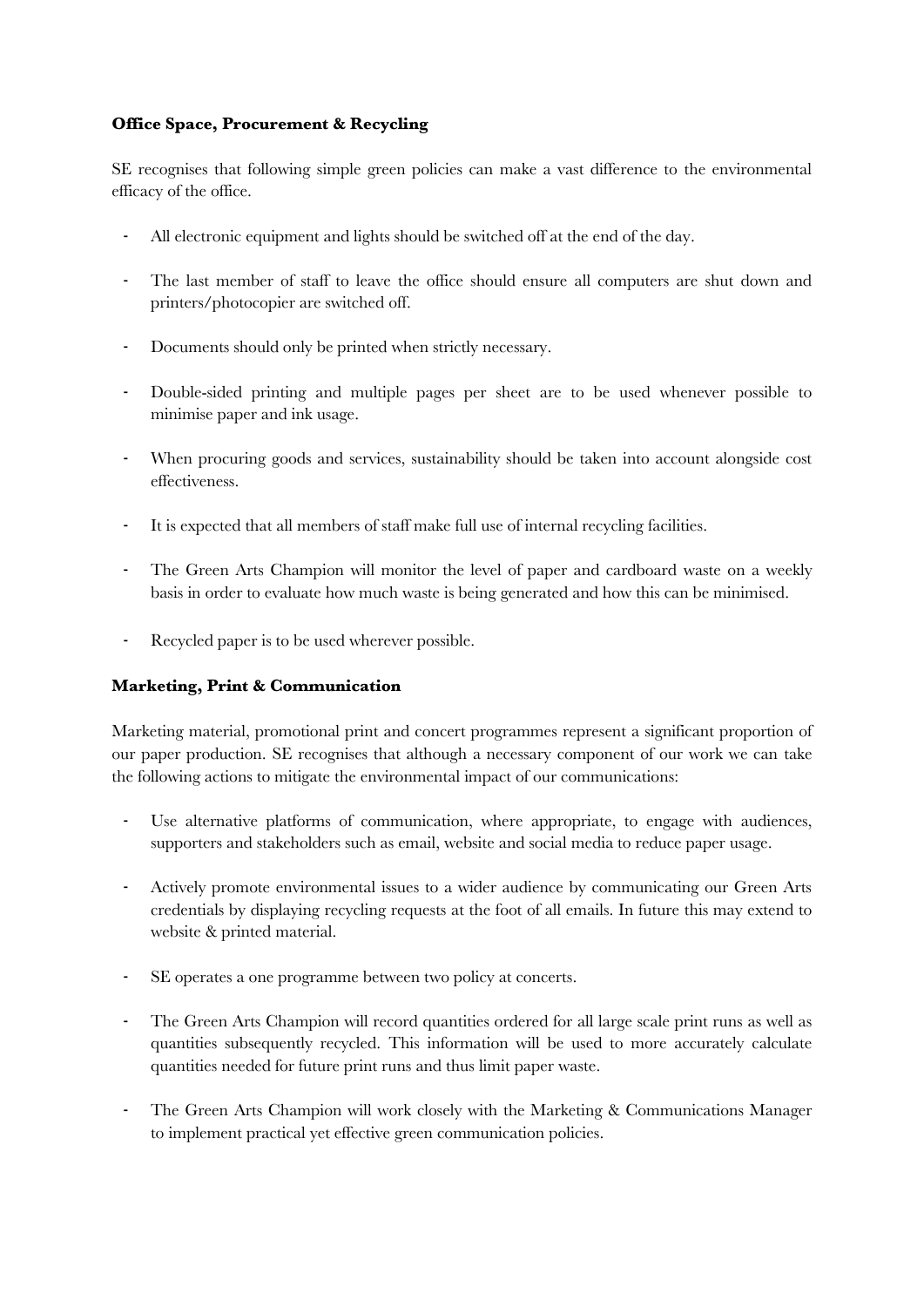**Office Space, Procurement & Recycling**

SE recognises that following simple green policies can make a vast difference to the environmental efficacy of the office.

- All electronic equipment and lights should be switched off at the end of the day.
- The last member of staff to leave the office should ensure all computers are shut down and printers/photocopier are switched off.
- Documents should only be printed when strictly necessary.
- Double-sided printing and multiple pages per sheet are to be used whenever possible to minimise paper and ink usage.
- When procuring goods and services, sustainability should be taken into account alongside cost effectiveness.
- It is expected that all members of staff make full use of internal recycling facilities.
- The Green Arts Champion will monitor the level of paper and cardboard waste on a weekly basis in order to evaluate how much waste is being generated and how this can be minimised.
- Recycled paper is to be used wherever possible.

**Marketing, Print & Communication**

Marketing material, promotional print and concert programmes represent a significant proportion of our paper production. SE recognises that although a necessary component of our work we can take the following actions to mitigate the environmental impact of our communications:

- Use alternative platforms of communication, where appropriate, to engage with audiences, supporters and stakeholders such as email, website and social media to reduce paper usage.
- Actively promote environmental issues to a wider audience by communicating our Green Arts credentials by displaying recycling requests at the foot of all emails. In future this may extend to website & printed material.
- SE operates a one programme between two policy at concerts.
- The Green Arts Champion will record quantities ordered for all large scale print runs as well as quantities subsequently recycled. This information will be used to more accurately calculate quantities needed for future print runs and thus limit paper waste.
- The Green Arts Champion will work closely with the Marketing & Communications Manager to implement practical yet effective green communication policies.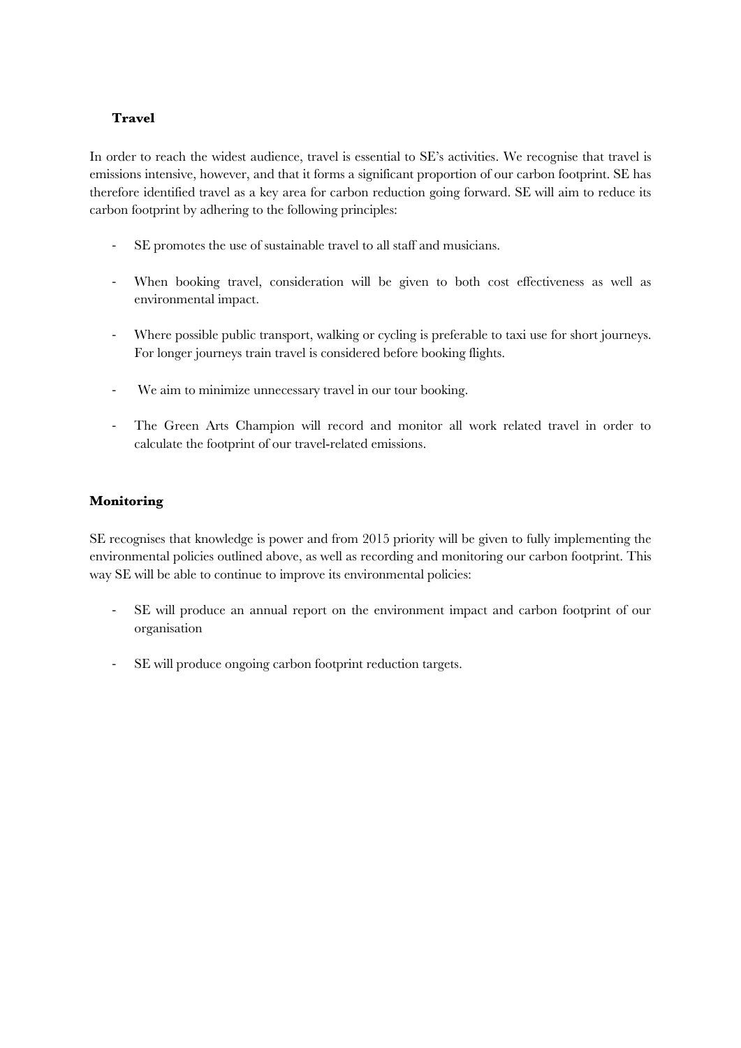## Travel

In order to reach the widest audience, travel is essential to SE's activities. We recognise that travel is emissions intensive, however, and that it forms a significant proportion of our carbon footprint. SE has therefore identified travel as a key area for carbon reduction going forward. SE will aim to reduce its carbon footprint by adhering to the following principles:

- SE promotes the use of sustainable travel to all staff and musicians.
- When booking travel, consideration will be given to both cost effectiveness as well as environmental impact.
- Where possible public transport, walking or cycling is preferable to taxi use for short journeys. For longer journeys train travel is considered before booking flights.
- We aim to minimize unnecessary travel in our tour booking.
- The Green Arts Champion will record and monitor all work related travel in order to calculate the footprint of our travel-related emissions.

## Monitoring

SE recognises that knowledge is power and from 2015 priority will be given to fully implementing the environmental policies outlined above, as well as recording and monitoring our carbon footprint. This way SE will be able to continue to improve its environmental policies:

- SE will produce an annual report on the environment impact and carbon footprint of our organisation
- SE will produce ongoing carbon footprint reduction targets.